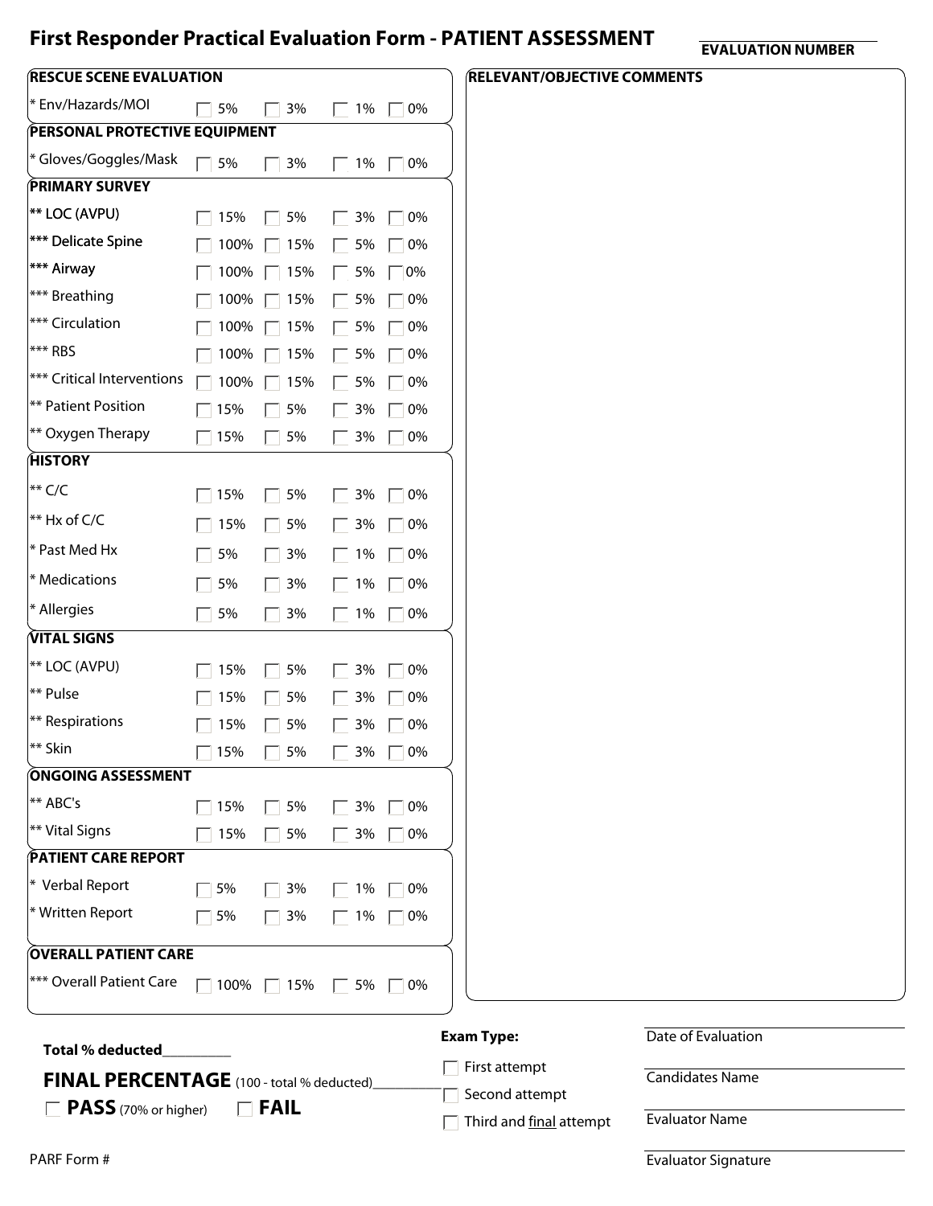# First Responder Practical Evaluation Form - PATIENT ASSESSMENT

**EVALUATION NUMBER** ____________

| **RESCUE SCENE EVALUATION** | | | | |
|---|---|---|---|---|
| * Env/Hazards/MOI | ☐ 5% | ☐ 3% | ☐ 1% | ☐ 0% |
| **PERSONAL PROTECTIVE EQUIPMENT** | | | | |
| * Gloves/Goggles/Mask | ☐ 5% | ☐ 3% | ☐ 1% | ☐ 0% |
| **PRIMARY SURVEY** | | | | |
| ** LOC (AVPU) | ☐ 15% | ☐ 5% | ☐ 3% | ☐ 0% |
| *** Delicate Spine | ☐ 100% | ☐ 15% | ☐ 5% | ☐ 0% |
| *** Airway | ☐ 100% | ☐ 15% | ☐ 5% | ☐ 0% |
| *** Breathing | ☐ 100% | ☐ 15% | ☐ 5% | ☐ 0% |
| *** Circulation | ☐ 100% | ☐ 15% | ☐ 5% | ☐ 0% |
| *** RBS | ☐ 100% | ☐ 15% | ☐ 5% | ☐ 0% |
| *** Critical Interventions | ☐ 100% | ☐ 15% | ☐ 5% | ☐ 0% |
| ** Patient Position | ☐ 15% | ☐ 5% | ☐ 3% | ☐ 0% |
| ** Oxygen Therapy | ☐ 15% | ☐ 5% | ☐ 3% | ☐ 0% |
| **HISTORY** | | | | |
| ** C/C | ☐ 15% | ☐ 5% | ☐ 3% | ☐ 0% |
| ** Hx of C/C | ☐ 15% | ☐ 5% | ☐ 3% | ☐ 0% |
| * Past Med Hx | ☐ 5% | ☐ 3% | ☐ 1% | ☐ 0% |
| * Medications | ☐ 5% | ☐ 3% | ☐ 1% | ☐ 0% |
| * Allergies | ☐ 5% | ☐ 3% | ☐ 1% | ☐ 0% |
| **VITAL SIGNS** | | | | |
| ** LOC (AVPU) | ☐ 15% | ☐ 5% | ☐ 3% | ☐ 0% |
| ** Pulse | ☐ 15% | ☐ 5% | ☐ 3% | ☐ 0% |
| ** Respirations | ☐ 15% | ☐ 5% | ☐ 3% | ☐ 0% |
| ** Skin | ☐ 15% | ☐ 5% | ☐ 3% | ☐ 0% |
| **ONGOING ASSESSMENT** | | | | |
| ** ABC's | ☐ 15% | ☐ 5% | ☐ 3% | ☐ 0% |
| ** Vital Signs | ☐ 15% | ☐ 5% | ☐ 3% | ☐ 0% |
| **PATIENT CARE REPORT** | | | | |
| * Verbal Report | ☐ 5% | ☐ 3% | ☐ 1% | ☐ 0% |
| * Written Report | ☐ 5% | ☐ 3% | ☐ 1% | ☐ 0% |
| **OVERALL PATIENT CARE** | | | | |
| *** Overall Patient Care | ☐ 100% | ☐ 15% | ☐ 5% | ☐ 0% |

**RELEVANT/OBJECTIVE COMMENTS**

**Total % deducted**__________

**FINAL PERCENTAGE** (100 - total % deducted)__________

☐ **PASS** (70% or higher) ☐ **FAIL**

**Exam Type:**

☐ First attempt

☐ Second attempt

☐ Third and <u>final</u> attempt

Date of Evaluation ____________

Candidates Name ____________

Evaluator Name ____________

Evaluator Signature ____________

PARF Form #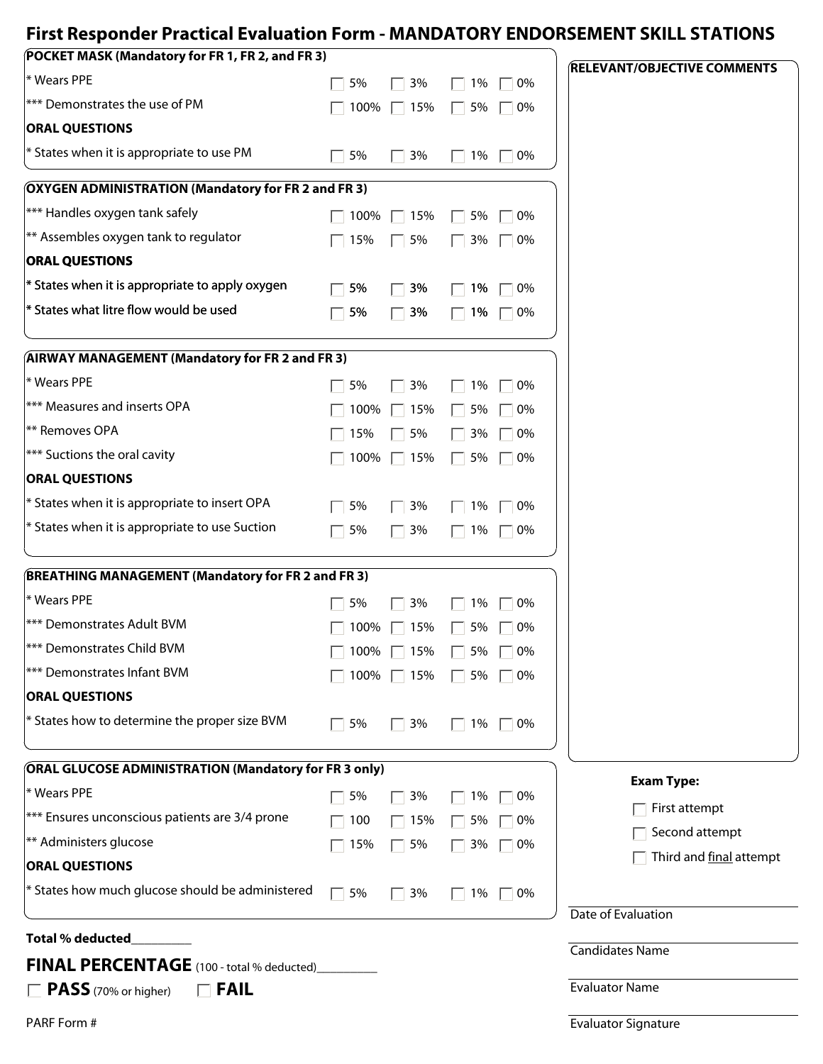# First Responder Practical Evaluation Form - MANDATORY ENDORSEMENT SKILL STATIONS

## POCKET MASK (Mandatory for FR 1, FR 2, and FR 3)

| | | | | |
|---|---|---|---|---|
| * Wears PPE | ☐ 5% | ☐ 3% | ☐ 1% | ☐ 0% |
| *** Demonstrates the use of PM | ☐ 100% | ☐ 15% | ☐ 5% | ☐ 0% |
| **ORAL QUESTIONS** | | | | |
| * States when it is appropriate to use PM | ☐ 5% | ☐ 3% | ☐ 1% | ☐ 0% |

## OXYGEN ADMINISTRATION (Mandatory for FR 2 and FR 3)

| | | | | |
|---|---|---|---|---|
| *** Handles oxygen tank safely | ☐ 100% | ☐ 15% | ☐ 5% | ☐ 0% |
| ** Assembles oxygen tank to regulator | ☐ 15% | ☐ 5% | ☐ 3% | ☐ 0% |
| **ORAL QUESTIONS** | | | | |
| * States when it is appropriate to apply oxygen | ☐ 5% | ☐ 3% | ☐ 1% | ☐ 0% |
| * States what litre flow would be used | ☐ 5% | ☐ 3% | ☐ 1% | ☐ 0% |

## AIRWAY MANAGEMENT (Mandatory for FR 2 and FR 3)

| | | | | |
|---|---|---|---|---|
| * Wears PPE | ☐ 5% | ☐ 3% | ☐ 1% | ☐ 0% |
| *** Measures and inserts OPA | ☐ 100% | ☐ 15% | ☐ 5% | ☐ 0% |
| ** Removes OPA | ☐ 15% | ☐ 5% | ☐ 3% | ☐ 0% |
| *** Suctions the oral cavity | ☐ 100% | ☐ 15% | ☐ 5% | ☐ 0% |
| **ORAL QUESTIONS** | | | | |
| * States when it is appropriate to insert OPA | ☐ 5% | ☐ 3% | ☐ 1% | ☐ 0% |
| * States when it is appropriate to use Suction | ☐ 5% | ☐ 3% | ☐ 1% | ☐ 0% |

## BREATHING MANAGEMENT (Mandatory for FR 2 and FR 3)

| | | | | |
|---|---|---|---|---|
| * Wears PPE | ☐ 5% | ☐ 3% | ☐ 1% | ☐ 0% |
| *** Demonstrates Adult BVM | ☐ 100% | ☐ 15% | ☐ 5% | ☐ 0% |
| *** Demonstrates Child BVM | ☐ 100% | ☐ 15% | ☐ 5% | ☐ 0% |
| *** Demonstrates Infant BVM | ☐ 100% | ☐ 15% | ☐ 5% | ☐ 0% |
| **ORAL QUESTIONS** | | | | |
| * States how to determine the proper size BVM | ☐ 5% | ☐ 3% | ☐ 1% | ☐ 0% |

## ORAL GLUCOSE ADMINISTRATION (Mandatory for FR 3 only)

| | | | | |
|---|---|---|---|---|
| * Wears PPE | ☐ 5% | ☐ 3% | ☐ 1% | ☐ 0% |
| *** Ensures unconscious patients are 3/4 prone | ☐ 100 | ☐ 15% | ☐ 5% | ☐ 0% |
| ** Administers glucose | ☐ 15% | ☐ 5% | ☐ 3% | ☐ 0% |
| **ORAL QUESTIONS** | | | | |
| * States how much glucose should be administered | ☐ 5% | ☐ 3% | ☐ 1% | ☐ 0% |

**RELEVANT/OBJECTIVE COMMENTS**

**Exam Type:**

☐ First attempt

☐ Second attempt

☐ Third and final attempt

**Total % deducted**__________

**FINAL PERCENTAGE** (100 - total % deducted)__________

☐ **PASS** (70% or higher) ☐ **FAIL**

Date of Evaluation

Candidates Name

Evaluator Name

Evaluator Signature

PARF Form #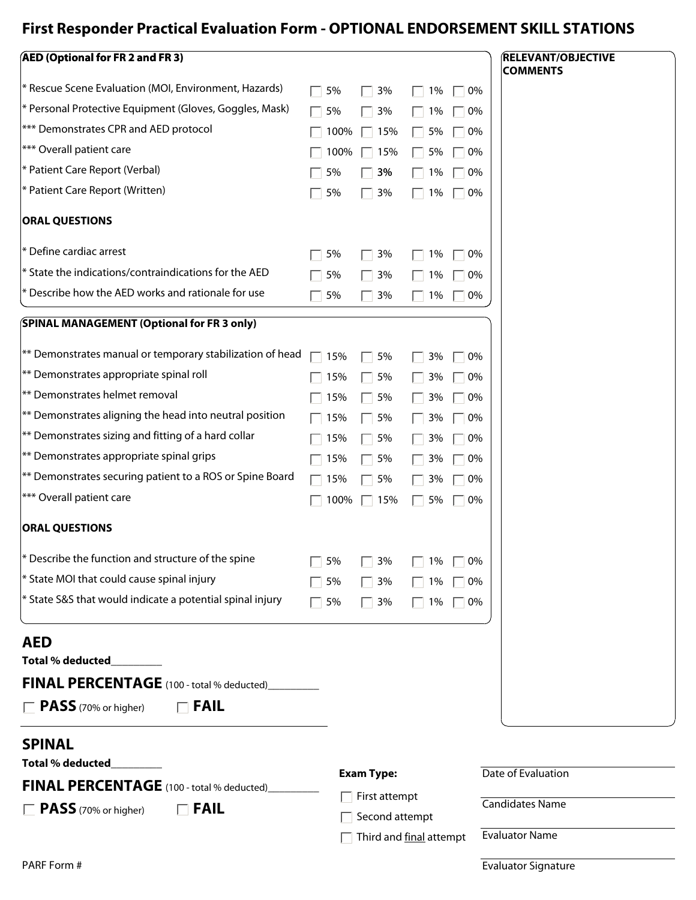# First Responder Practical Evaluation Form - OPTIONAL ENDORSEMENT SKILL STATIONS

| AED (Optional for FR 2 and FR 3) | | | | |
|---|---|---|---|---|
| * Rescue Scene Evaluation (MOI, Environment, Hazards) | ☐ 5% | ☐ 3% | ☐ 1% | ☐ 0% |
| * Personal Protective Equipment (Gloves, Goggles, Mask) | ☐ 5% | ☐ 3% | ☐ 1% | ☐ 0% |
| *** Demonstrates CPR and AED protocol | ☐ 100% | ☐ 15% | ☐ 5% | ☐ 0% |
| *** Overall patient care | ☐ 100% | ☐ 15% | ☐ 5% | ☐ 0% |
| * Patient Care Report (Verbal) | ☐ 5% | ☐ 3% | ☐ 1% | ☐ 0% |
| * Patient Care Report (Written) | ☐ 5% | ☐ 3% | ☐ 1% | ☐ 0% |
| **ORAL QUESTIONS** | | | | |
| * Define cardiac arrest | ☐ 5% | ☐ 3% | ☐ 1% | ☐ 0% |
| * State the indications/contraindications for the AED | ☐ 5% | ☐ 3% | ☐ 1% | ☐ 0% |
| * Describe how the AED works and rationale for use | ☐ 5% | ☐ 3% | ☐ 1% | ☐ 0% |

| SPINAL MANAGEMENT (Optional for FR 3 only) | | | | |
|---|---|---|---|---|
| ** Demonstrates manual or temporary stabilization of head | ☐ 15% | ☐ 5% | ☐ 3% | ☐ 0% |
| ** Demonstrates appropriate spinal roll | ☐ 15% | ☐ 5% | ☐ 3% | ☐ 0% |
| ** Demonstrates helmet removal | ☐ 15% | ☐ 5% | ☐ 3% | ☐ 0% |
| ** Demonstrates aligning the head into neutral position | ☐ 15% | ☐ 5% | ☐ 3% | ☐ 0% |
| ** Demonstrates sizing and fitting of a hard collar | ☐ 15% | ☐ 5% | ☐ 3% | ☐ 0% |
| ** Demonstrates appropriate spinal grips | ☐ 15% | ☐ 5% | ☐ 3% | ☐ 0% |
| ** Demonstrates securing patient to a ROS or Spine Board | ☐ 15% | ☐ 5% | ☐ 3% | ☐ 0% |
| *** Overall patient care | ☐ 100% | ☐ 15% | ☐ 5% | ☐ 0% |
| **ORAL QUESTIONS** | | | | |
| * Describe the function and structure of the spine | ☐ 5% | ☐ 3% | ☐ 1% | ☐ 0% |
| * State MOI that could cause spinal injury | ☐ 5% | ☐ 3% | ☐ 1% | ☐ 0% |
| * State S&S that would indicate a potential spinal injury | ☐ 5% | ☐ 3% | ☐ 1% | ☐ 0% |

**RELEVANT/OBJECTIVE COMMENTS**

## AED

**Total % deducted**\_\_\_\_\_\_\_\_\_

**FINAL PERCENTAGE** (100 - total % deducted)\_\_\_\_\_\_\_\_\_

☐ **PASS** (70% or higher) ☐ **FAIL**

## SPINAL

**Total % deducted**\_\_\_\_\_\_\_\_\_

**FINAL PERCENTAGE** (100 - total % deducted)\_\_\_\_\_\_\_\_\_

☐ **PASS** (70% or higher) ☐ **FAIL**

**Exam Type:**

☐ First attempt

☐ Second attempt

☐ Third and <u>final</u> attempt

Date of Evaluation

Candidates Name

Evaluator Name

Evaluator Signature

PARF Form #